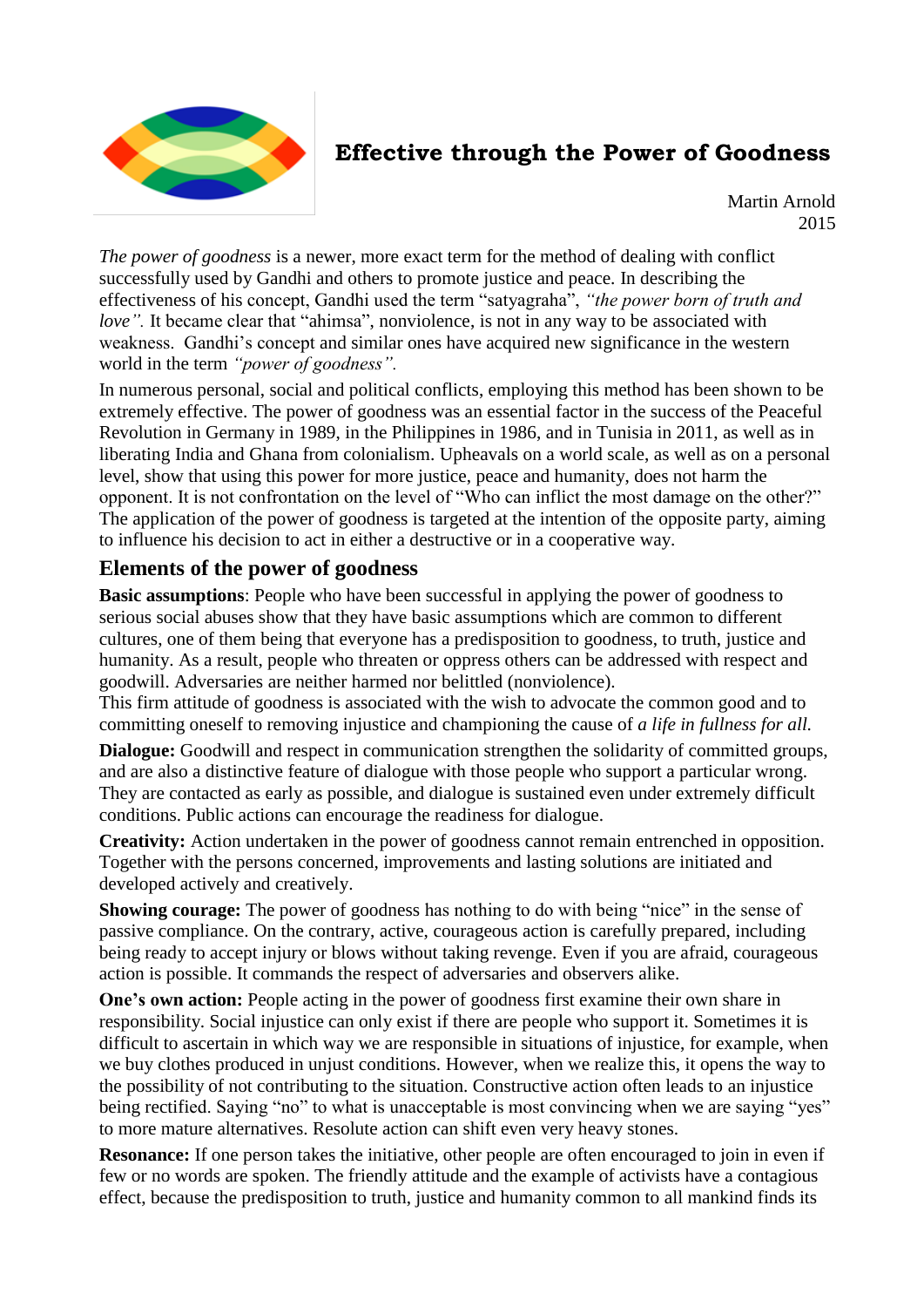# Effective through the Power of Goodness

Martin Arnold
2015

*The power of goodness* is a newer, more exact term for the method of dealing with conflict successfully used by Gandhi and others to promote justice and peace. In describing the effectiveness of his concept, Gandhi used the term "satyagraha", *"the power born of truth and love".* It became clear that "ahimsa", nonviolence, is not in any way to be associated with weakness. Gandhi's concept and similar ones have acquired new significance in the western world in the term *"power of goodness".*

In numerous personal, social and political conflicts, employing this method has been shown to be extremely effective. The power of goodness was an essential factor in the success of the Peaceful Revolution in Germany in 1989, in the Philippines in 1986, and in Tunisia in 2011, as well as in liberating India and Ghana from colonialism. Upheavals on a world scale, as well as on a personal level, show that using this power for more justice, peace and humanity, does not harm the opponent. It is not confrontation on the level of "Who can inflict the most damage on the other?" The application of the power of goodness is targeted at the intention of the opposite party, aiming to influence his decision to act in either a destructive or in a cooperative way.

## Elements of the power of goodness

**Basic assumptions**: People who have been successful in applying the power of goodness to serious social abuses show that they have basic assumptions which are common to different cultures, one of them being that everyone has a predisposition to goodness, to truth, justice and humanity. As a result, people who threaten or oppress others can be addressed with respect and goodwill. Adversaries are neither harmed nor belittled (nonviolence).
This firm attitude of goodness is associated with the wish to advocate the common good and to committing oneself to removing injustice and championing the cause of *a life in fullness for all.*

**Dialogue:** Goodwill and respect in communication strengthen the solidarity of committed groups, and are also a distinctive feature of dialogue with those people who support a particular wrong. They are contacted as early as possible, and dialogue is sustained even under extremely difficult conditions. Public actions can encourage the readiness for dialogue.

**Creativity:** Action undertaken in the power of goodness cannot remain entrenched in opposition. Together with the persons concerned, improvements and lasting solutions are initiated and developed actively and creatively.

**Showing courage:** The power of goodness has nothing to do with being "nice" in the sense of passive compliance. On the contrary, active, courageous action is carefully prepared, including being ready to accept injury or blows without taking revenge. Even if you are afraid, courageous action is possible. It commands the respect of adversaries and observers alike.

**One's own action:** People acting in the power of goodness first examine their own share in responsibility. Social injustice can only exist if there are people who support it. Sometimes it is difficult to ascertain in which way we are responsible in situations of injustice, for example, when we buy clothes produced in unjust conditions. However, when we realize this, it opens the way to the possibility of not contributing to the situation. Constructive action often leads to an injustice being rectified. Saying "no" to what is unacceptable is most convincing when we are saying "yes" to more mature alternatives. Resolute action can shift even very heavy stones.

**Resonance:** If one person takes the initiative, other people are often encouraged to join in even if few or no words are spoken. The friendly attitude and the example of activists have a contagious effect, because the predisposition to truth, justice and humanity common to all mankind finds its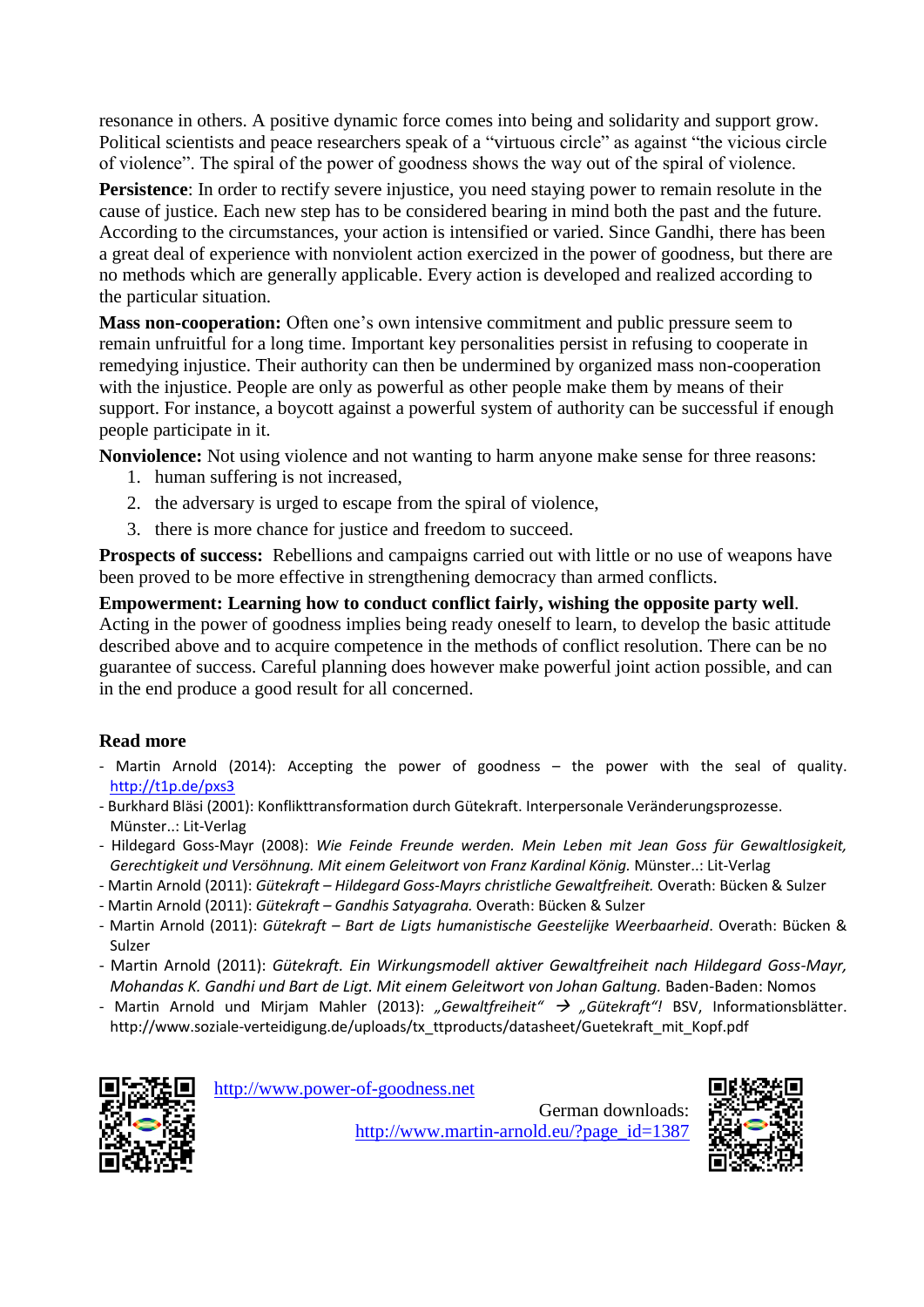resonance in others. A positive dynamic force comes into being and solidarity and support grow. Political scientists and peace researchers speak of a "virtuous circle" as against "the vicious circle of violence". The spiral of the power of goodness shows the way out of the spiral of violence.

**Persistence**: In order to rectify severe injustice, you need staying power to remain resolute in the cause of justice. Each new step has to be considered bearing in mind both the past and the future. According to the circumstances, your action is intensified or varied. Since Gandhi, there has been a great deal of experience with nonviolent action exercized in the power of goodness, but there are no methods which are generally applicable. Every action is developed and realized according to the particular situation.

**Mass non-cooperation:** Often one's own intensive commitment and public pressure seem to remain unfruitful for a long time. Important key personalities persist in refusing to cooperate in remedying injustice. Their authority can then be undermined by organized mass non-cooperation with the injustice. People are only as powerful as other people make them by means of their support. For instance, a boycott against a powerful system of authority can be successful if enough people participate in it.

**Nonviolence:** Not using violence and not wanting to harm anyone make sense for three reasons:

1. human suffering is not increased,
2. the adversary is urged to escape from the spiral of violence,
3. there is more chance for justice and freedom to succeed.

**Prospects of success:** Rebellions and campaigns carried out with little or no use of weapons have been proved to be more effective in strengthening democracy than armed conflicts.

**Empowerment: Learning how to conduct conflict fairly, wishing the opposite party well**. Acting in the power of goodness implies being ready oneself to learn, to develop the basic attitude described above and to acquire competence in the methods of conflict resolution. There can be no guarantee of success. Careful planning does however make powerful joint action possible, and can in the end produce a good result for all concerned.

**Read more**

- Martin Arnold (2014): Accepting the power of goodness – the power with the seal of quality. http://t1p.de/pxs3
- Burkhard Bläsi (2001): Konflikttransformation durch Gütekraft. Interpersonale Veränderungsprozesse. Münster..: Lit-Verlag
- Hildegard Goss-Mayr (2008): *Wie Feinde Freunde werden. Mein Leben mit Jean Goss für Gewaltlosigkeit, Gerechtigkeit und Versöhnung. Mit einem Geleitwort von Franz Kardinal König.* Münster..: Lit-Verlag
- Martin Arnold (2011): *Gütekraft – Hildegard Goss-Mayrs christliche Gewaltfreiheit.* Overath: Bücken & Sulzer
- Martin Arnold (2011): *Gütekraft – Gandhis Satyagraha.* Overath: Bücken & Sulzer
- Martin Arnold (2011): *Gütekraft – Bart de Ligts humanistische Geestelijke Weerbaarheid*. Overath: Bücken & Sulzer
- Martin Arnold (2011): *Gütekraft. Ein Wirkungsmodell aktiver Gewaltfreiheit nach Hildegard Goss-Mayr, Mohandas K. Gandhi und Bart de Ligt. Mit einem Geleitwort von Johan Galtung.* Baden-Baden: Nomos
- Martin Arnold und Mirjam Mahler (2013): *„Gewaltfreiheit" → „Gütekraft"!* BSV, Informationsblätter. http://www.soziale-verteidigung.de/uploads/tx_ttproducts/datasheet/Guetekraft_mit_Kopf.pdf

http://www.power-of-goodness.net

German downloads: http://www.martin-arnold.eu/?page_id=1387